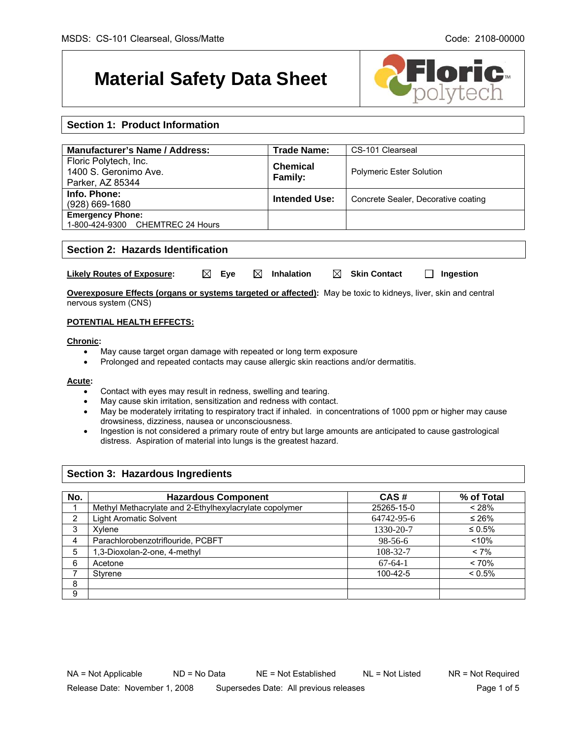# Material Safety Data Sheet

## Section 1: Product Information

| Manufacturer's Name / Address: | Trade Name: | CS-101 Clearseal |
|---|---|---|
| Floric Polytech, Inc.<br>1400 S. Geronimo Ave.<br>Parker, AZ 85344 | **Chemical Family:** | Polymeric Ester Solution |
| **Info. Phone:**<br>(928) 669-1680 | **Intended Use:** | Concrete Sealer, Decorative coating |
| **Emergency Phone:**<br>1-800-424-9300 CHEMTREC 24 Hours | | |

## Section 2: Hazards Identification

**Likely Routes of Exposure**: ☒ Eye ☒ Inhalation ☒ Skin Contact ☐ Ingestion

**Overexposure Effects (organs or systems targeted or affected)**: May be toxic to kidneys, liver, skin and central nervous system (CNS)

**POTENTIAL HEALTH EFFECTS:**

**Chronic**:

- May cause target organ damage with repeated or long term exposure
- Prolonged and repeated contacts may cause allergic skin reactions and/or dermatitis.

**Acute**:

- Contact with eyes may result in redness, swelling and tearing.
- May cause skin irritation, sensitization and redness with contact.
- May be moderately irritating to respiratory tract if inhaled. in concentrations of 1000 ppm or higher may cause drowsiness, dizziness, nausea or unconsciousness.
- Ingestion is not considered a primary route of entry but large amounts are anticipated to cause gastrological distress. Aspiration of material into lungs is the greatest hazard.

## Section 3: Hazardous Ingredients

| No. | Hazardous Component | CAS # | % of Total |
|---|---|---|---|
| 1 | Methyl Methacrylate and 2-Ethylhexylacrylate copolymer | 25265-15-0 | < 28% |
| 2 | Light Aromatic Solvent | 64742-95-6 | ≤ 26% |
| 3 | Xylene | 1330-20-7 | ≤ 0.5% |
| 4 | Parachlorobenzotriflouride, PCBFT | 98-56-6 | <10% |
| 5 | 1,3-Dioxolan-2-one, 4-methyl | 108-32-7 | < 7% |
| 6 | Acetone | 67-64-1 | < 70% |
| 7 | Styrene | 100-42-5 | < 0.5% |
| 8 | | | |
| 9 | | | |

NA = Not Applicable ND = No Data NE = Not Established NL = Not Listed NR = Not Required

Release Date: November 1, 2008 Supersedes Date: All previous releases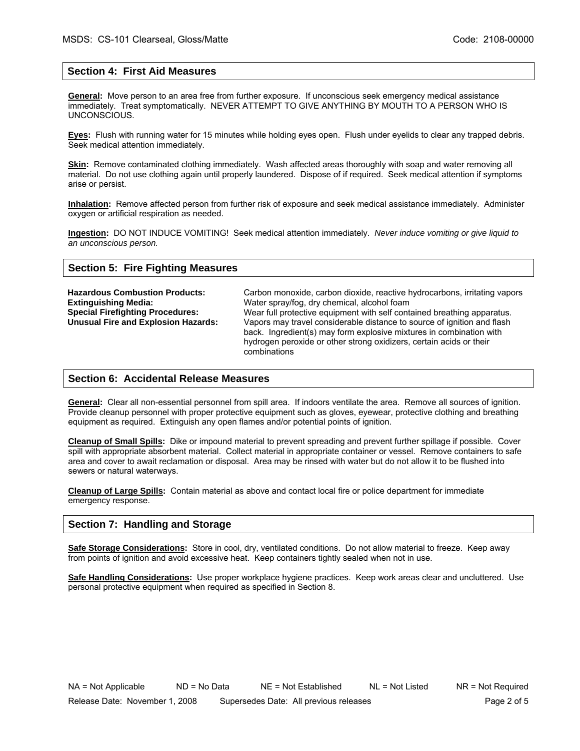## Section 4: First Aid Measures

**General:** Move person to an area free from further exposure. If unconscious seek emergency medical assistance immediately. Treat symptomatically. NEVER ATTEMPT TO GIVE ANYTHING BY MOUTH TO A PERSON WHO IS UNCONSCIOUS.

**Eyes:** Flush with running water for 15 minutes while holding eyes open. Flush under eyelids to clear any trapped debris. Seek medical attention immediately.

**Skin:** Remove contaminated clothing immediately. Wash affected areas thoroughly with soap and water removing all material. Do not use clothing again until properly laundered. Dispose of if required. Seek medical attention if symptoms arise or persist.

**Inhalation:** Remove affected person from further risk of exposure and seek medical assistance immediately. Administer oxygen or artificial respiration as needed.

**Ingestion:** DO NOT INDUCE VOMITING! Seek medical attention immediately. *Never induce vomiting or give liquid to an unconscious person.*

## Section 5: Fire Fighting Measures

**Hazardous Combustion Products:** Carbon monoxide, carbon dioxide, reactive hydrocarbons, irritating vapors

**Extinguishing Media:** Water spray/fog, dry chemical, alcohol foam

**Special Firefighting Procedures:** Wear full protective equipment with self contained breathing apparatus.

**Unusual Fire and Explosion Hazards:** Vapors may travel considerable distance to source of ignition and flash back. Ingredient(s) may form explosive mixtures in combination with hydrogen peroxide or other strong oxidizers, certain acids or their combinations

## Section 6: Accidental Release Measures

**General:** Clear all non-essential personnel from spill area. If indoors ventilate the area. Remove all sources of ignition. Provide cleanup personnel with proper protective equipment such as gloves, eyewear, protective clothing and breathing equipment as required. Extinguish any open flames and/or potential points of ignition.

**Cleanup of Small Spills:** Dike or impound material to prevent spreading and prevent further spillage if possible. Cover spill with appropriate absorbent material. Collect material in appropriate container or vessel. Remove containers to safe area and cover to await reclamation or disposal. Area may be rinsed with water but do not allow it to be flushed into sewers or natural waterways.

**Cleanup of Large Spills:** Contain material as above and contact local fire or police department for immediate emergency response.

## Section 7: Handling and Storage

**Safe Storage Considerations:** Store in cool, dry, ventilated conditions. Do not allow material to freeze. Keep away from points of ignition and avoid excessive heat. Keep containers tightly sealed when not in use.

**Safe Handling Considerations:** Use proper workplace hygiene practices. Keep work areas clear and uncluttered. Use personal protective equipment when required as specified in Section 8.

NA = Not Applicable ND = No Data NE = Not Established NL = Not Listed NR = Not Required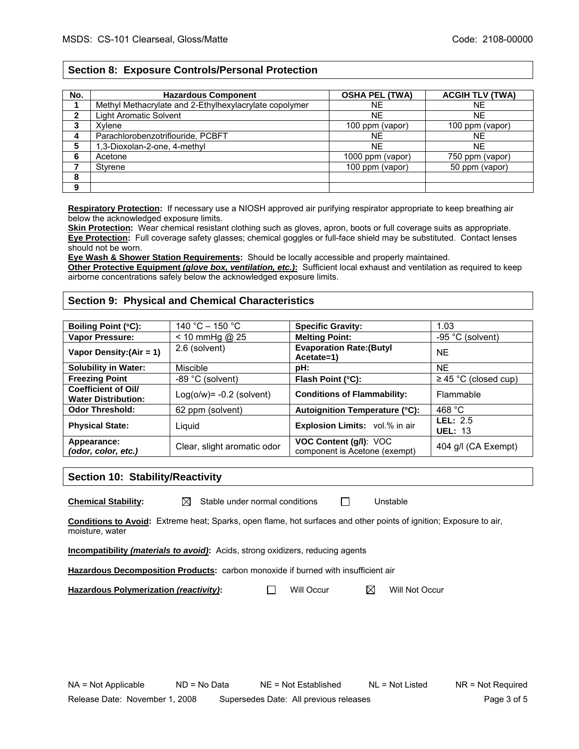## Section 8: Exposure Controls/Personal Protection

| No. | Hazardous Component | OSHA PEL (TWA) | ACGIH TLV (TWA) |
|---|---|---|---|
| 1 | Methyl Methacrylate and 2-Ethylhexylacrylate copolymer | NE | NE |
| 2 | Light Aromatic Solvent | NE | NE |
| 3 | Xylene | 100 ppm (vapor) | 100 ppm (vapor) |
| 4 | Parachlorobenzotriflouride, PCBFT | NE | NE |
| 5 | 1,3-Dioxolan-2-one, 4-methyl | NE | NE |
| 6 | Acetone | 1000 ppm (vapor) | 750 ppm (vapor) |
| 7 | Styrene | 100 ppm (vapor) | 50 ppm (vapor) |
| 8 | | | |
| 9 | | | |

**Respiratory Protection:** If necessary use a NIOSH approved air purifying respirator appropriate to keep breathing air below the acknowledged exposure limits.
**Skin Protection:** Wear chemical resistant clothing such as gloves, apron, boots or full coverage suits as appropriate.
**Eye Protection:** Full coverage safety glasses; chemical goggles or full-face shield may be substituted. Contact lenses should not be worn.
**Eye Wash & Shower Station Requirements:** Should be locally accessible and properly maintained.
**Other Protective Equipment *(glove box, ventilation, etc.)*:** Sufficient local exhaust and ventilation as required to keep airborne concentrations safely below the acknowledged exposure limits.

## Section 9: Physical and Chemical Characteristics

| | | | |
|---|---|---|---|
| **Boiling Point (°C):** | 140 °C – 150 °C | **Specific Gravity:** | 1.03 |
| **Vapor Pressure:** | < 10 mmHg @ 25 | **Melting Point:** | -95 °C (solvent) |
| **Vapor Density:(Air = 1)** | 2.6 (solvent) | **Evaporation Rate:(Butyl Acetate=1)** | NE |
| **Solubility in Water:** | Miscible | **pH:** | NE |
| **Freezing Point** | -89 °C (solvent) | **Flash Point (°C):** | ≥ 45 °C (closed cup) |
| **Coefficient of Oil/ Water Distribution:** | Log(o/w)= -0.2 (solvent) | **Conditions of Flammability:** | Flammable |
| **Odor Threshold:** | 62 ppm (solvent) | **Autoignition Temperature (°C):** | 468 °C |
| **Physical State:** | Liquid | **Explosion Limits:** vol.% in air | **LEL:** 2.5 **UEL:** 13 |
| **Appearance: *(odor, color, etc.)*** | Clear, slight aromatic odor | **VOC Content (g/l)**: VOC component is Acetone (exempt) | 404 g/l (CA Exempt) |

## Section 10: Stability/Reactivity

**Chemical Stability:** ☒ Stable under normal conditions ☐ Unstable

**Conditions to Avoid:** Extreme heat; Sparks, open flame, hot surfaces and other points of ignition; Exposure to air, moisture, water

**Incompatibility *(materials to avoid)*:** Acids, strong oxidizers, reducing agents

**Hazardous Decomposition Products:** carbon monoxide if burned with insufficient air

**Hazardous Polymerization *(reactivity)*:** ☐ Will Occur ☒ Will Not Occur

NA = Not Applicable ND = No Data NE = Not Established NL = Not Listed NR = Not Required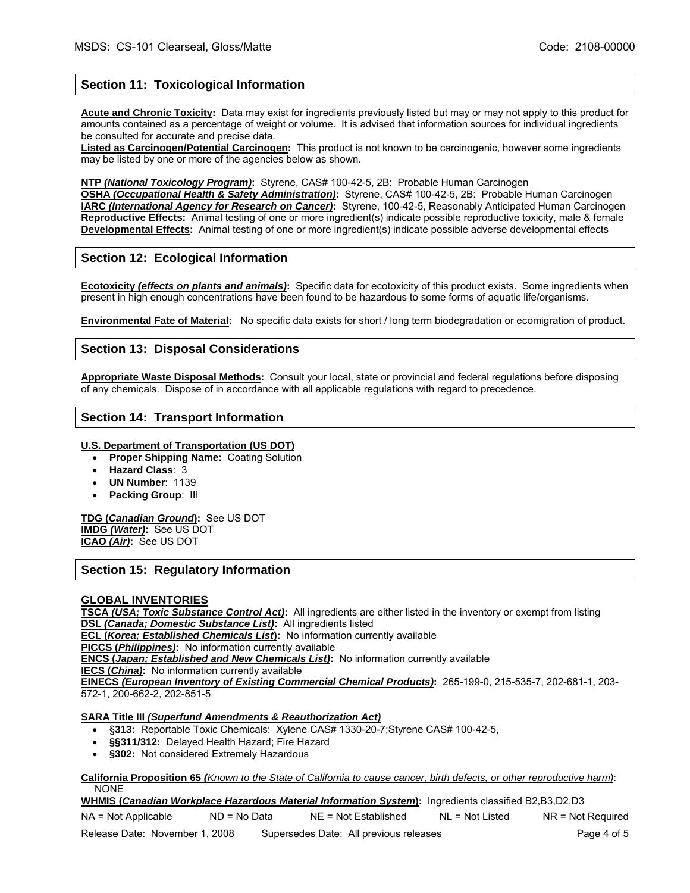## Section 11: Toxicological Information

**Acute and Chronic Toxicity:** Data may exist for ingredients previously listed but may or may not apply to this product for amounts contained as a percentage of weight or volume. It is advised that information sources for individual ingredients be consulted for accurate and precise data.
**Listed as Carcinogen/Potential Carcinogen:** This product is not known to be carcinogenic, however some ingredients may be listed by one or more of the agencies below as shown.

**NTP *(National Toxicology Program)*:** Styrene, CAS# 100-42-5, 2B: Probable Human Carcinogen
**OSHA *(Occupational Health & Safety Administration)*:** Styrene, CAS# 100-42-5, 2B: Probable Human Carcinogen
**IARC *(International Agency for Research on Cancer)*:** Styrene, 100-42-5, Reasonably Anticipated Human Carcinogen
**Reproductive Effects:** Animal testing of one or more ingredient(s) indicate possible reproductive toxicity, male & female
**Developmental Effects:** Animal testing of one or more ingredient(s) indicate possible adverse developmental effects

## Section 12: Ecological Information

**Ecotoxicity *(effects on plants and animals)*:** Specific data for ecotoxicity of this product exists. Some ingredients when present in high enough concentrations have been found to be hazardous to some forms of aquatic life/organisms.

**Environmental Fate of Material:** No specific data exists for short / long term biodegradation or ecomigration of product.

## Section 13: Disposal Considerations

**Appropriate Waste Disposal Methods:** Consult your local, state or provincial and federal regulations before disposing of any chemicals. Dispose of in accordance with all applicable regulations with regard to precedence.

## Section 14: Transport Information

**U.S. Department of Transportation (US DOT)**

- **Proper Shipping Name:** Coating Solution
- **Hazard Class**: 3
- **UN Number**: 1139
- **Packing Group**: III

**TDG (*Canadian Ground*):** See US DOT
**IMDG *(Water)*:** See US DOT
**ICAO *(Air)*:** See US DOT

## Section 15: Regulatory Information

**GLOBAL INVENTORIES**
**TSCA *(USA; Toxic Substance Control Act)*:** All ingredients are either listed in the inventory or exempt from listing
**DSL *(Canada; Domestic Substance List)*:** All ingredients listed
**ECL (*Korea; Established Chemicals List*):** No information currently available
**PICCS (*Philippines)*:** No information currently available
**ENCS (*Japan; Established and New Chemicals List)*:** No information currently available
**IECS (*China)*:** No information currently available
**EINECS *(European Inventory of Existing Commercial Chemical Products)*:** 265-199-0, 215-535-7, 202-681-1, 203-572-1, 200-662-2, 202-851-5

**SARA Title III *(Superfund Amendments & Reauthorization Act)***

- **§313:** Reportable Toxic Chemicals: Xylene CAS# 1330-20-7;Styrene CAS# 100-42-5,
- **§§311/312:** Delayed Health Hazard; Fire Hazard
- **§302:** Not considered Extremely Hazardous

**California Proposition 65 *(Known to the State of California to cause cancer, birth defects, or other reproductive harm)***: NONE

**WHMIS (*Canadian Workplace Hazardous Material Information System*):** Ingredients classified B2,B3,D2,D3

NA = Not Applicable ND = No Data NE = Not Established NL = Not Listed NR = Not Required

Release Date: November 1, 2008 Supersedes Date: All previous releases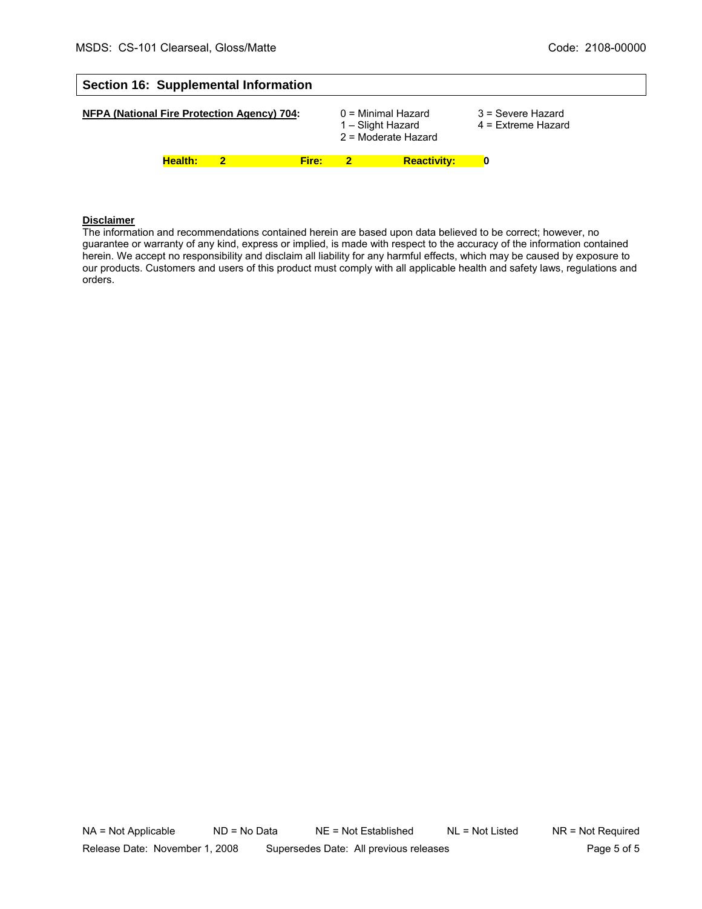## Section 16: Supplemental Information

**NFPA (National Fire Protection Agency) 704:**

0 = Minimal Hazard
1 – Slight Hazard
2 = Moderate Hazard
3 = Severe Hazard
4 = Extreme Hazard

**Health: 2** **Fire: 2** **Reactivity: 0**

**Disclaimer**

The information and recommendations contained herein are based upon data believed to be correct; however, no guarantee or warranty of any kind, express or implied, is made with respect to the accuracy of the information contained herein. We accept no responsibility and disclaim all liability for any harmful effects, which may be caused by exposure to our products. Customers and users of this product must comply with all applicable health and safety laws, regulations and orders.

NA = Not Applicable ND = No Data NE = Not Established NL = Not Listed NR = Not Required

Release Date: November 1, 2008 Supersedes Date: All previous releases